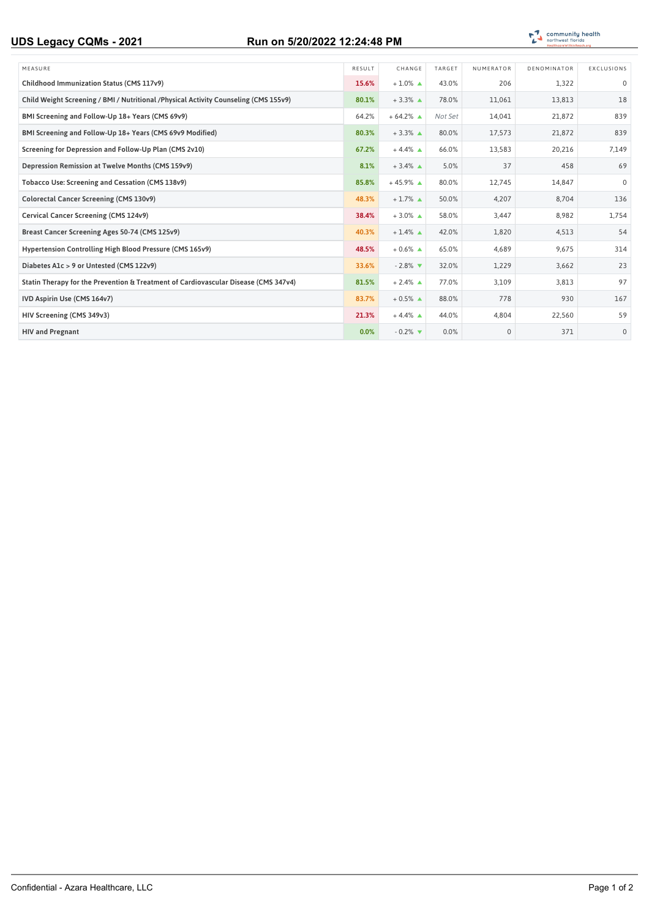# UDS Legacy CQMs - 2021

**Run on 5/20/2022 12:24:48 PM**

community health northwest florida
HealthcareWithinReach.org

| MEASURE | RESULT | CHANGE | TARGET | NUMERATOR | DENOMINATOR | EXCLUSIONS |
|---|---|---|---|---|---|---|
| Childhood Immunization Status (CMS 117v9) | 15.6% | + 1.0% ▲ | 43.0% | 206 | 1,322 | 0 |
| Child Weight Screening / BMI / Nutritional /Physical Activity Counseling (CMS 155v9) | 80.1% | + 3.3% ▲ | 78.0% | 11,061 | 13,813 | 18 |
| BMI Screening and Follow-Up 18+ Years (CMS 69v9) | 64.2% | + 64.2% ▲ | *Not Set* | 14,041 | 21,872 | 839 |
| BMI Screening and Follow-Up 18+ Years (CMS 69v9 Modified) | 80.3% | + 3.3% ▲ | 80.0% | 17,573 | 21,872 | 839 |
| Screening for Depression and Follow-Up Plan (CMS 2v10) | 67.2% | + 4.4% ▲ | 66.0% | 13,583 | 20,216 | 7,149 |
| Depression Remission at Twelve Months (CMS 159v9) | 8.1% | + 3.4% ▲ | 5.0% | 37 | 458 | 69 |
| Tobacco Use: Screening and Cessation (CMS 138v9) | 85.8% | + 45.9% ▲ | 80.0% | 12,745 | 14,847 | 0 |
| Colorectal Cancer Screening (CMS 130v9) | 48.3% | + 1.7% ▲ | 50.0% | 4,207 | 8,704 | 136 |
| Cervical Cancer Screening (CMS 124v9) | 38.4% | + 3.0% ▲ | 58.0% | 3,447 | 8,982 | 1,754 |
| Breast Cancer Screening Ages 50-74 (CMS 125v9) | 40.3% | + 1.4% ▲ | 42.0% | 1,820 | 4,513 | 54 |
| Hypertension Controlling High Blood Pressure (CMS 165v9) | 48.5% | + 0.6% ▲ | 65.0% | 4,689 | 9,675 | 314 |
| Diabetes A1c > 9 or Untested (CMS 122v9) | 33.6% | - 2.8% ▼ | 32.0% | 1,229 | 3,662 | 23 |
| Statin Therapy for the Prevention & Treatment of Cardiovascular Disease (CMS 347v4) | 81.5% | + 2.4% ▲ | 77.0% | 3,109 | 3,813 | 97 |
| IVD Aspirin Use (CMS 164v7) | 83.7% | + 0.5% ▲ | 88.0% | 778 | 930 | 167 |
| HIV Screening (CMS 349v3) | 21.3% | + 4.4% ▲ | 44.0% | 4,804 | 22,560 | 59 |
| HIV and Pregnant | 0.0% | - 0.2% ▼ | 0.0% | 0 | 371 | 0 |

Confidential - Azara Healthcare, LLC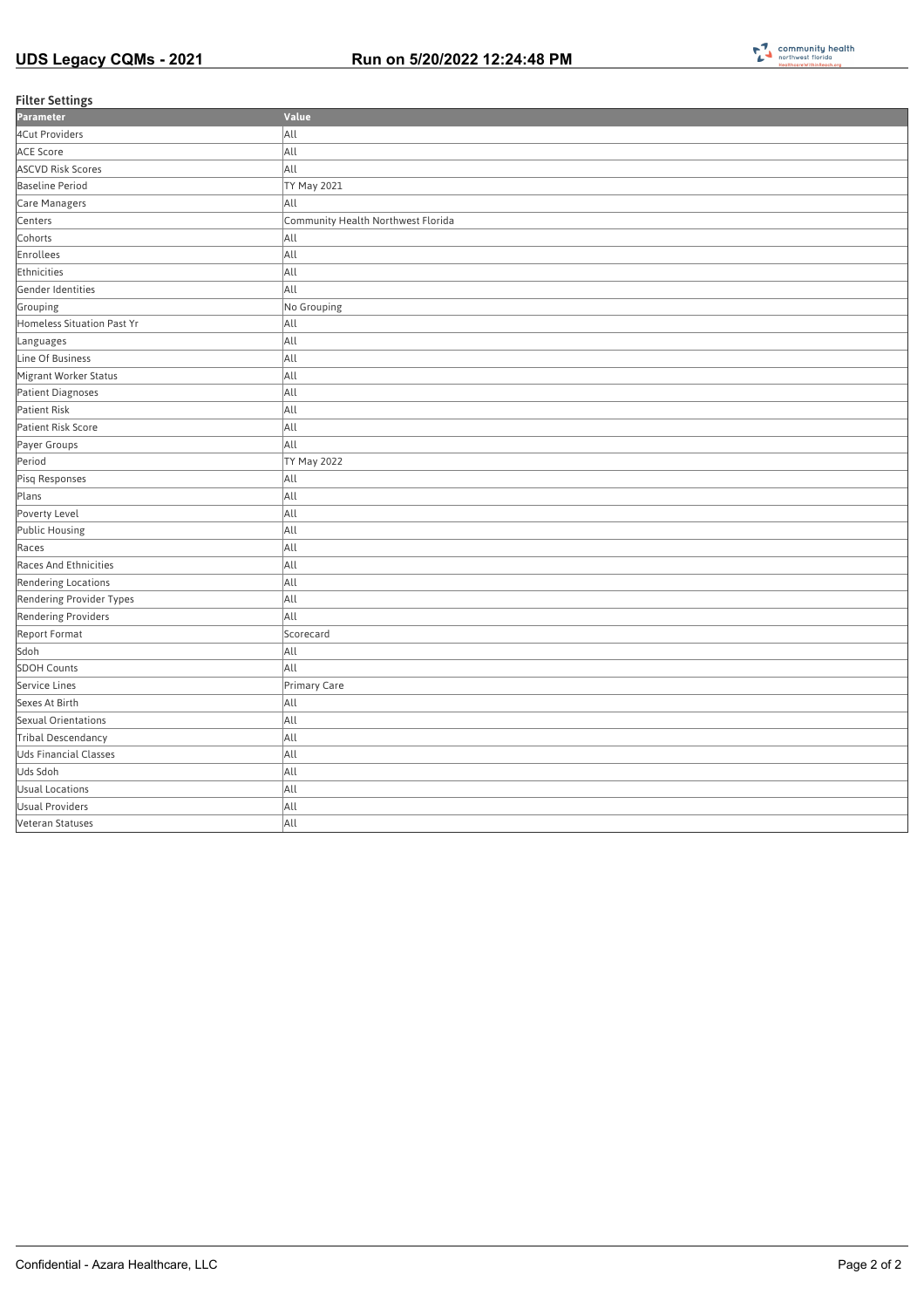## Filter Settings

| Parameter | Value |
| --- | --- |
| 4Cut Providers | All |
| ACE Score | All |
| ASCVD Risk Scores | All |
| Baseline Period | TY May 2021 |
| Care Managers | All |
| Centers | Community Health Northwest Florida |
| Cohorts | All |
| Enrollees | All |
| Ethnicities | All |
| Gender Identities | All |
| Grouping | No Grouping |
| Homeless Situation Past Yr | All |
| Languages | All |
| Line Of Business | All |
| Migrant Worker Status | All |
| Patient Diagnoses | All |
| Patient Risk | All |
| Patient Risk Score | All |
| Payer Groups | All |
| Period | TY May 2022 |
| Pisq Responses | All |
| Plans | All |
| Poverty Level | All |
| Public Housing | All |
| Races | All |
| Races And Ethnicities | All |
| Rendering Locations | All |
| Rendering Provider Types | All |
| Rendering Providers | All |
| Report Format | Scorecard |
| Sdoh | All |
| SDOH Counts | All |
| Service Lines | Primary Care |
| Sexes At Birth | All |
| Sexual Orientations | All |
| Tribal Descendancy | All |
| Uds Financial Classes | All |
| Uds Sdoh | All |
| Usual Locations | All |
| Usual Providers | All |
| Veteran Statuses | All |